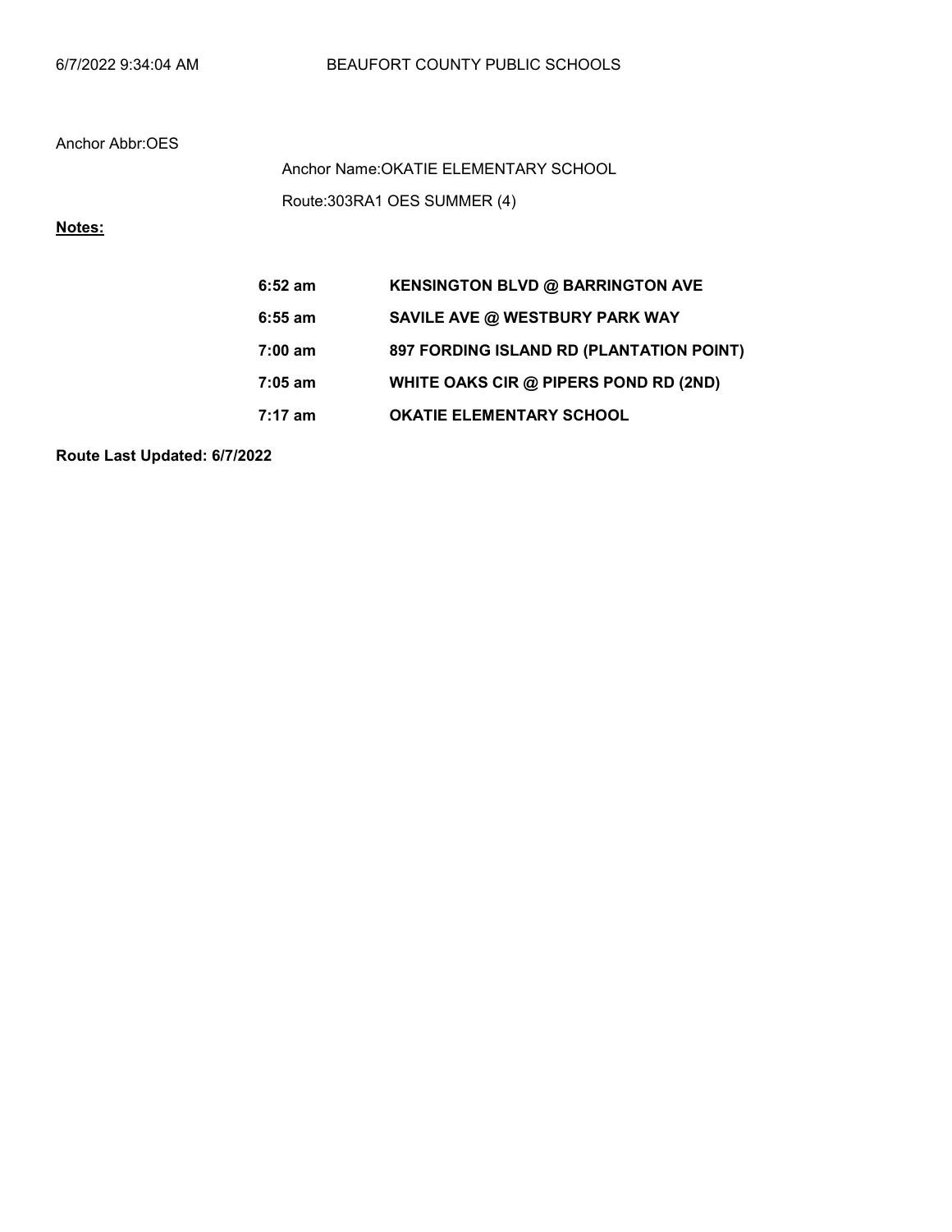6/7/2022 9:34:04 AM BEAUFORT COUNTY PUBLIC SCHOOLS

Anchor Abbr:OES

Anchor Name:OKATIE ELEMENTARY SCHOOL

Route:303RA1 OES SUMMER (4)

**Notes:**

| | |
|---|---|
| **6:52 am** | **KENSINGTON BLVD @ BARRINGTON AVE** |
| **6:55 am** | **SAVILE AVE @ WESTBURY PARK WAY** |
| **7:00 am** | **897 FORDING ISLAND RD (PLANTATION POINT)** |
| **7:05 am** | **WHITE OAKS CIR @ PIPERS POND RD (2ND)** |
| **7:17 am** | **OKATIE ELEMENTARY SCHOOL** |

**Route Last Updated: 6/7/2022**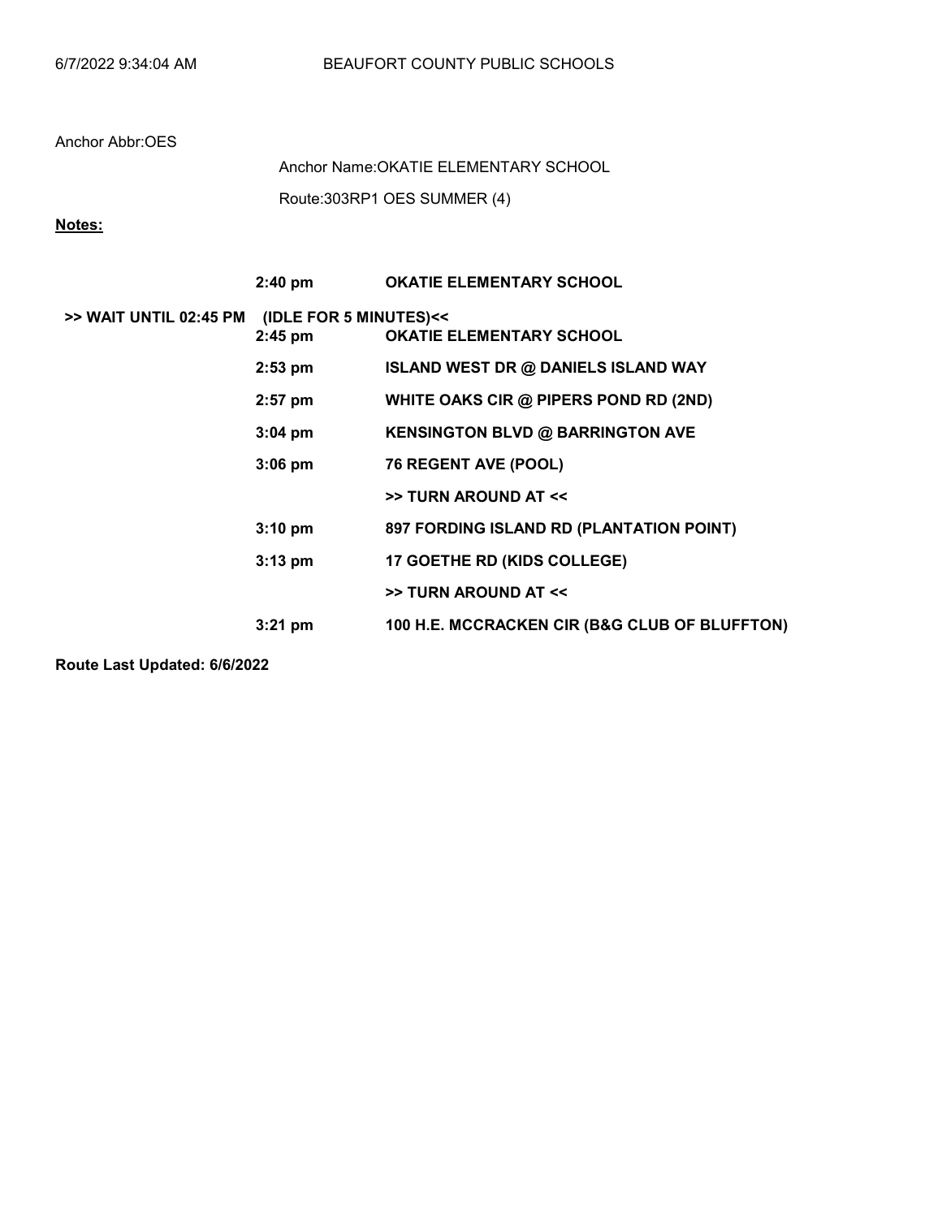BEAUFORT COUNTY PUBLIC SCHOOLS

Anchor Abbr:OES

Anchor Name:OKATIE ELEMENTARY SCHOOL

Route:303RP1 OES SUMMER (4)

**Notes:**

| | Time | Stop |
|---|---|---|
| | **2:40 pm** | **OKATIE ELEMENTARY SCHOOL** |
| **>> WAIT UNTIL 02:45 PM (IDLE FOR 5 MINUTES)<<** | | |
| | **2:45 pm** | **OKATIE ELEMENTARY SCHOOL** |
| | **2:53 pm** | **ISLAND WEST DR @ DANIELS ISLAND WAY** |
| | **2:57 pm** | **WHITE OAKS CIR @ PIPERS POND RD (2ND)** |
| | **3:04 pm** | **KENSINGTON BLVD @ BARRINGTON AVE** |
| | **3:06 pm** | **76 REGENT AVE (POOL)** |
| | | **>> TURN AROUND AT <<** |
| | **3:10 pm** | **897 FORDING ISLAND RD (PLANTATION POINT)** |
| | **3:13 pm** | **17 GOETHE RD (KIDS COLLEGE)** |
| | | **>> TURN AROUND AT <<** |
| | **3:21 pm** | **100 H.E. MCCRACKEN CIR (B&G CLUB OF BLUFFTON)** |

**Route Last Updated: 6/6/2022**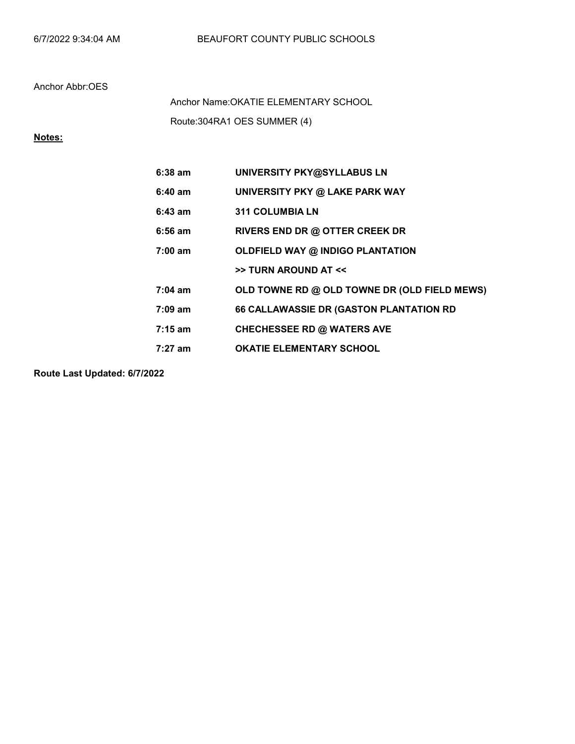BEAUFORT COUNTY PUBLIC SCHOOLS

Anchor Abbr:OES

Anchor Name:OKATIE ELEMENTARY SCHOOL

Route:304RA1 OES SUMMER (4)

**Notes:**

| | |
|---|---|
| **6:38 am** | **UNIVERSITY PKY@SYLLABUS LN** |
| **6:40 am** | **UNIVERSITY PKY @ LAKE PARK WAY** |
| **6:43 am** | **311 COLUMBIA LN** |
| **6:56 am** | **RIVERS END DR @ OTTER CREEK DR** |
| **7:00 am** | **OLDFIELD WAY @ INDIGO PLANTATION** |
| | **>> TURN AROUND AT <<** |
| **7:04 am** | **OLD TOWNE RD @ OLD TOWNE DR (OLD FIELD MEWS)** |
| **7:09 am** | **66 CALLAWASSIE DR (GASTON PLANTATION RD** |
| **7:15 am** | **CHECHESSEE RD @ WATERS AVE** |
| **7:27 am** | **OKATIE ELEMENTARY SCHOOL** |

**Route Last Updated: 6/7/2022**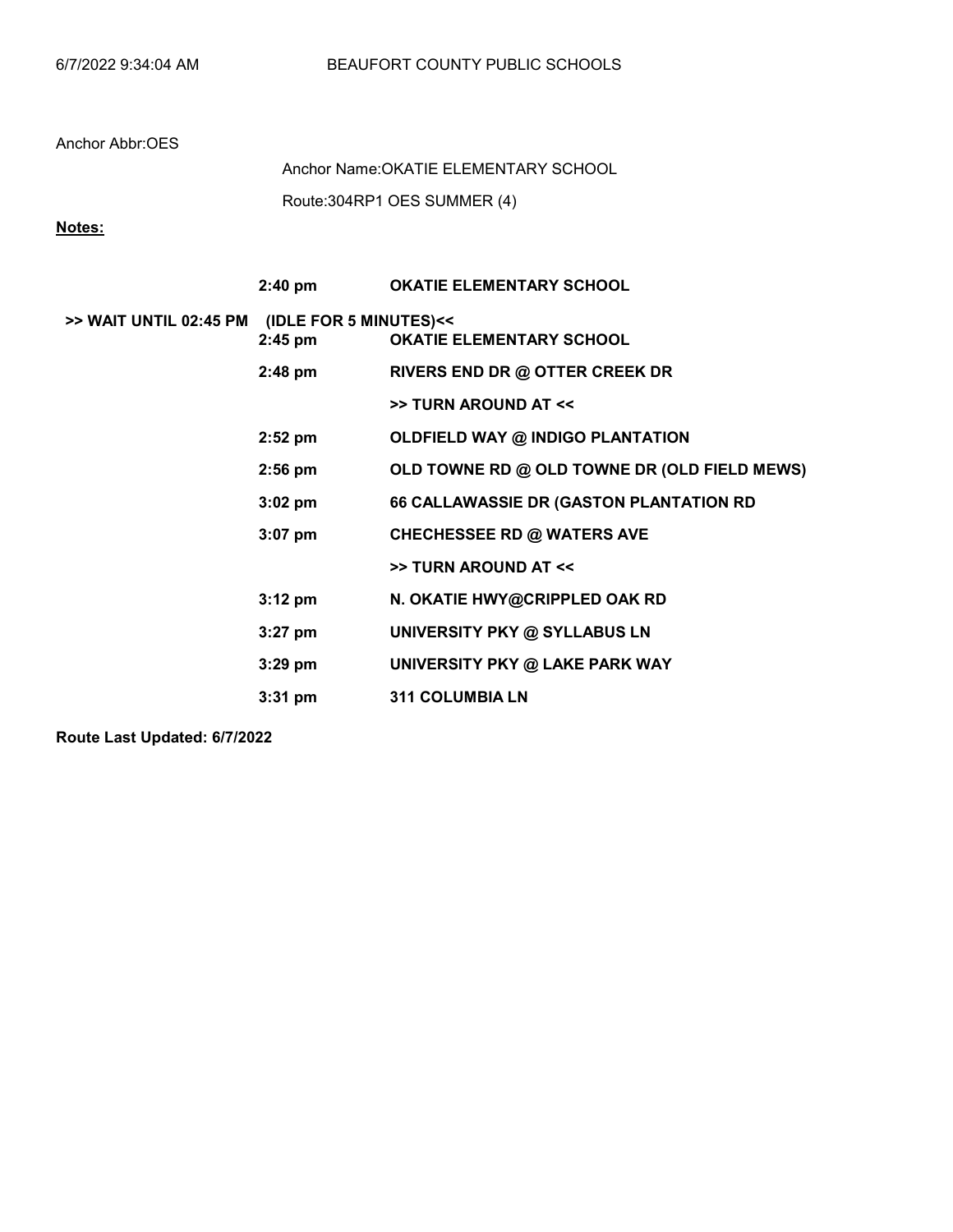BEAUFORT COUNTY PUBLIC SCHOOLS

Anchor Abbr:OES

Anchor Name:OKATIE ELEMENTARY SCHOOL

Route:304RP1 OES SUMMER (4)

**Notes:**

| | | |
|---|---|---|
| | **2:40 pm** | **OKATIE ELEMENTARY SCHOOL** |
| **>> WAIT UNTIL 02:45 PM** | **(IDLE FOR 5 MINUTES)<<** | |
| | **2:45 pm** | **OKATIE ELEMENTARY SCHOOL** |
| | **2:48 pm** | **RIVERS END DR @ OTTER CREEK DR** |
| | | **>> TURN AROUND AT <<** |
| | **2:52 pm** | **OLDFIELD WAY @ INDIGO PLANTATION** |
| | **2:56 pm** | **OLD TOWNE RD @ OLD TOWNE DR (OLD FIELD MEWS)** |
| | **3:02 pm** | **66 CALLAWASSIE DR (GASTON PLANTATION RD** |
| | **3:07 pm** | **CHECHESSEE RD @ WATERS AVE** |
| | | **>> TURN AROUND AT <<** |
| | **3:12 pm** | **N. OKATIE HWY@CRIPPLED OAK RD** |
| | **3:27 pm** | **UNIVERSITY PKY @ SYLLABUS LN** |
| | **3:29 pm** | **UNIVERSITY PKY @ LAKE PARK WAY** |
| | **3:31 pm** | **311 COLUMBIA LN** |

**Route Last Updated: 6/7/2022**